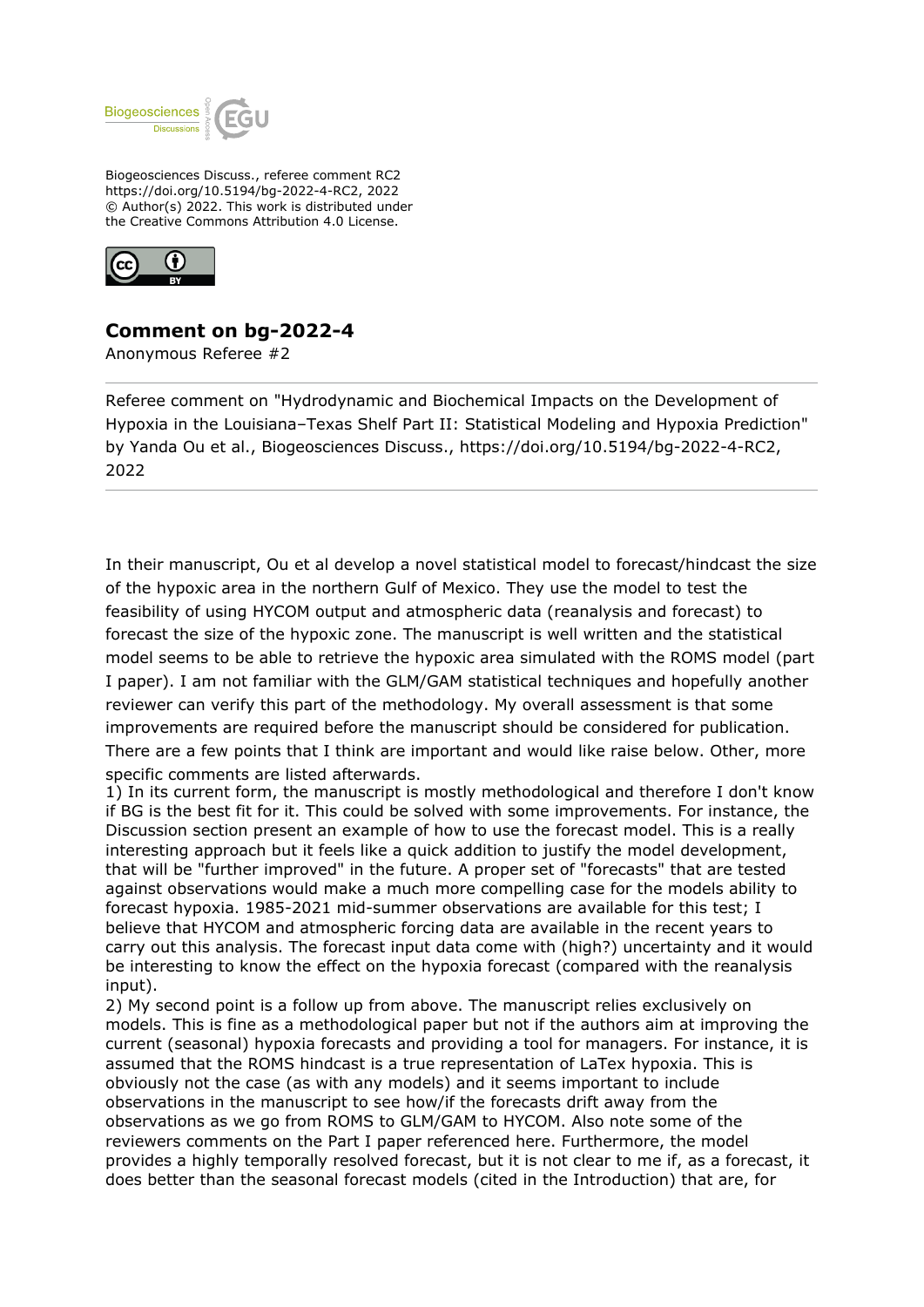Biogeosciences Discuss., referee comment RC2
https://doi.org/10.5194/bg-2022-4-RC2, 2022
© Author(s) 2022. This work is distributed under
the Creative Commons Attribution 4.0 License.

## Comment on bg-2022-4

Anonymous Referee #2

---

Referee comment on "Hydrodynamic and Biochemical Impacts on the Development of Hypoxia in the Louisiana–Texas Shelf Part II: Statistical Modeling and Hypoxia Prediction" by Yanda Ou et al., Biogeosciences Discuss., https://doi.org/10.5194/bg-2022-4-RC2, 2022

---

In their manuscript, Ou et al develop a novel statistical model to forecast/hindcast the size of the hypoxic area in the northern Gulf of Mexico. They use the model to test the feasibility of using HYCOM output and atmospheric data (reanalysis and forecast) to forecast the size of the hypoxic zone. The manuscript is well written and the statistical model seems to be able to retrieve the hypoxic area simulated with the ROMS model (part I paper). I am not familiar with the GLM/GAM statistical techniques and hopefully another reviewer can verify this part of the methodology. My overall assessment is that some improvements are required before the manuscript should be considered for publication. There are a few points that I think are important and would like raise below. Other, more specific comments are listed afterwards.

1) In its current form, the manuscript is mostly methodological and therefore I don't know if BG is the best fit for it. This could be solved with some improvements. For instance, the Discussion section present an example of how to use the forecast model. This is a really interesting approach but it feels like a quick addition to justify the model development, that will be "further improved" in the future. A proper set of "forecasts" that are tested against observations would make a much more compelling case for the models ability to forecast hypoxia. 1985-2021 mid-summer observations are available for this test; I believe that HYCOM and atmospheric forcing data are available in the recent years to carry out this analysis. The forecast input data come with (high?) uncertainty and it would be interesting to know the effect on the hypoxia forecast (compared with the reanalysis input).

2) My second point is a follow up from above. The manuscript relies exclusively on models. This is fine as a methodological paper but not if the authors aim at improving the current (seasonal) hypoxia forecasts and providing a tool for managers. For instance, it is assumed that the ROMS hindcast is a true representation of LaTex hypoxia. This is obviously not the case (as with any models) and it seems important to include observations in the manuscript to see how/if the forecasts drift away from the observations as we go from ROMS to GLM/GAM to HYCOM. Also note some of the reviewers comments on the Part I paper referenced here. Furthermore, the model provides a highly temporally resolved forecast, but it is not clear to me if, as a forecast, it does better than the seasonal forecast models (cited in the Introduction) that are, for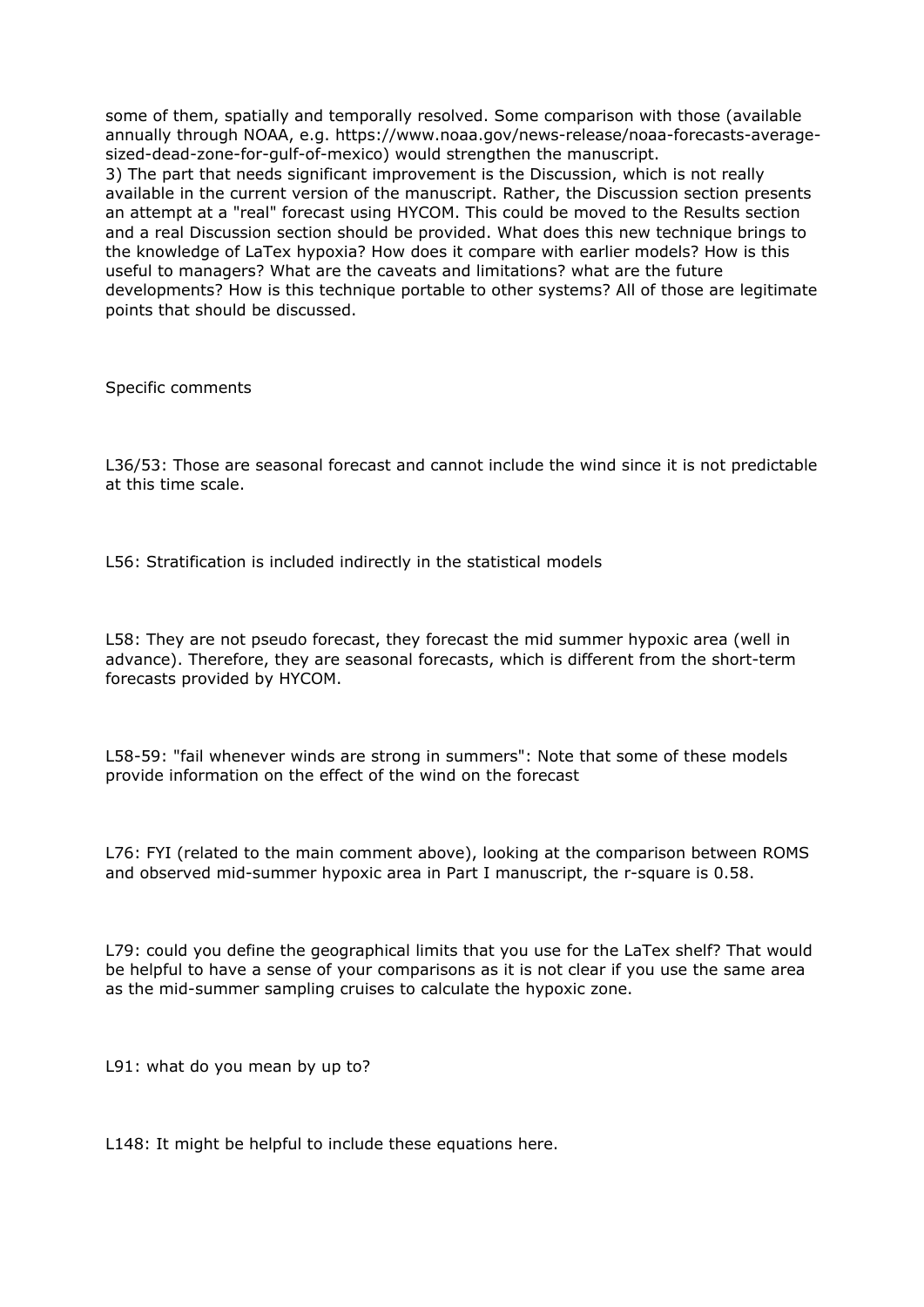some of them, spatially and temporally resolved. Some comparison with those (available annually through NOAA, e.g. https://www.noaa.gov/news-release/noaa-forecasts-average-sized-dead-zone-for-gulf-of-mexico) would strengthen the manuscript.

3) The part that needs significant improvement is the Discussion, which is not really available in the current version of the manuscript. Rather, the Discussion section presents an attempt at a "real" forecast using HYCOM. This could be moved to the Results section and a real Discussion section should be provided. What does this new technique brings to the knowledge of LaTex hypoxia? How does it compare with earlier models? How is this useful to managers? What are the caveats and limitations? what are the future developments? How is this technique portable to other systems? All of those are legitimate points that should be discussed.

Specific comments

L36/53: Those are seasonal forecast and cannot include the wind since it is not predictable at this time scale.

L56: Stratification is included indirectly in the statistical models

L58: They are not pseudo forecast, they forecast the mid summer hypoxic area (well in advance). Therefore, they are seasonal forecasts, which is different from the short-term forecasts provided by HYCOM.

L58-59: "fail whenever winds are strong in summers": Note that some of these models provide information on the effect of the wind on the forecast

L76: FYI (related to the main comment above), looking at the comparison between ROMS and observed mid-summer hypoxic area in Part I manuscript, the r-square is 0.58.

L79: could you define the geographical limits that you use for the LaTex shelf? That would be helpful to have a sense of your comparisons as it is not clear if you use the same area as the mid-summer sampling cruises to calculate the hypoxic zone.

L91: what do you mean by up to?

L148: It might be helpful to include these equations here.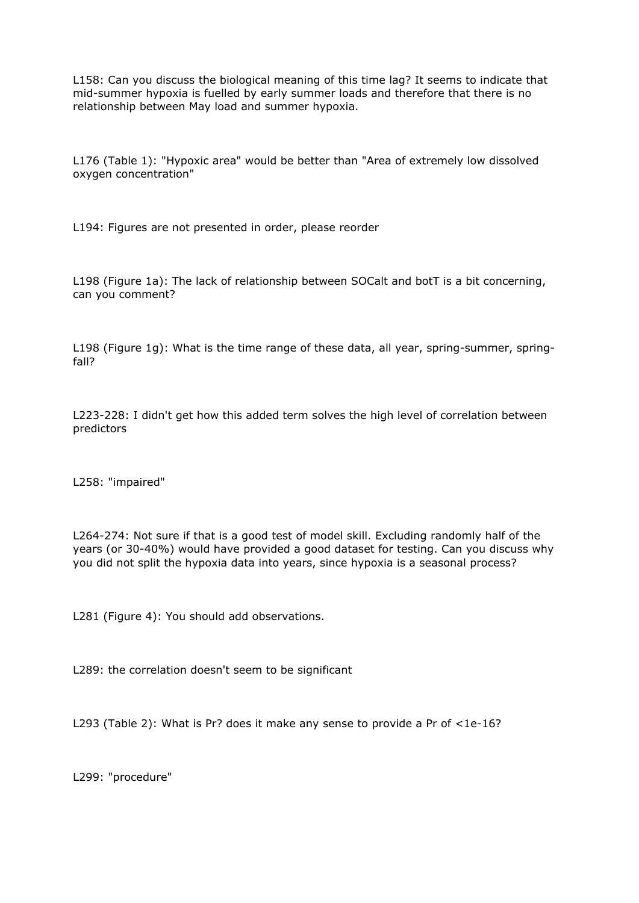L158: Can you discuss the biological meaning of this time lag? It seems to indicate that mid-summer hypoxia is fuelled by early summer loads and therefore that there is no relationship between May load and summer hypoxia.

L176 (Table 1): "Hypoxic area" would be better than "Area of extremely low dissolved oxygen concentration"

L194: Figures are not presented in order, please reorder

L198 (Figure 1a): The lack of relationship between SOCalt and botT is a bit concerning, can you comment?

L198 (Figure 1g): What is the time range of these data, all year, spring-summer, spring-fall?

L223-228: I didn't get how this added term solves the high level of correlation between predictors

L258: "impaired"

L264-274: Not sure if that is a good test of model skill. Excluding randomly half of the years (or 30-40%) would have provided a good dataset for testing. Can you discuss why you did not split the hypoxia data into years, since hypoxia is a seasonal process?

L281 (Figure 4): You should add observations.

L289: the correlation doesn't seem to be significant

L293 (Table 2): What is Pr? does it make any sense to provide a Pr of <1e-16?

L299: "procedure"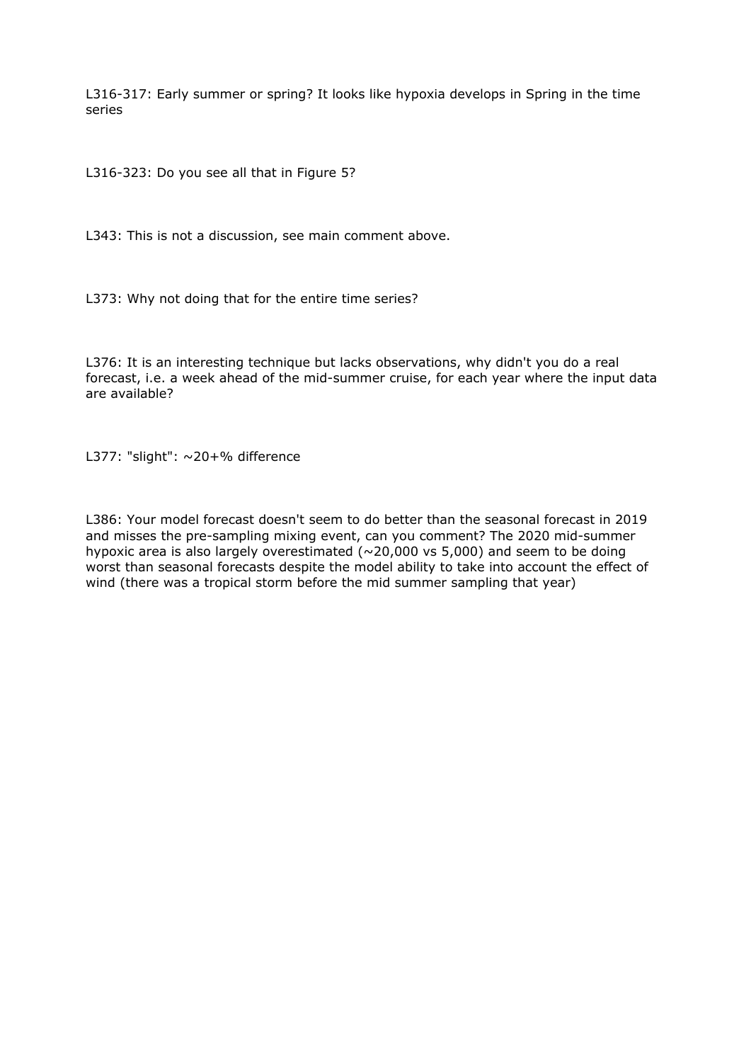L316-317: Early summer or spring? It looks like hypoxia develops in Spring in the time series

L316-323: Do you see all that in Figure 5?

L343: This is not a discussion, see main comment above.

L373: Why not doing that for the entire time series?

L376: It is an interesting technique but lacks observations, why didn't you do a real forecast, i.e. a week ahead of the mid-summer cruise, for each year where the input data are available?

L377: "slight": ~20+% difference

L386: Your model forecast doesn't seem to do better than the seasonal forecast in 2019 and misses the pre-sampling mixing event, can you comment? The 2020 mid-summer hypoxic area is also largely overestimated (~20,000 vs 5,000) and seem to be doing worst than seasonal forecasts despite the model ability to take into account the effect of wind (there was a tropical storm before the mid summer sampling that year)